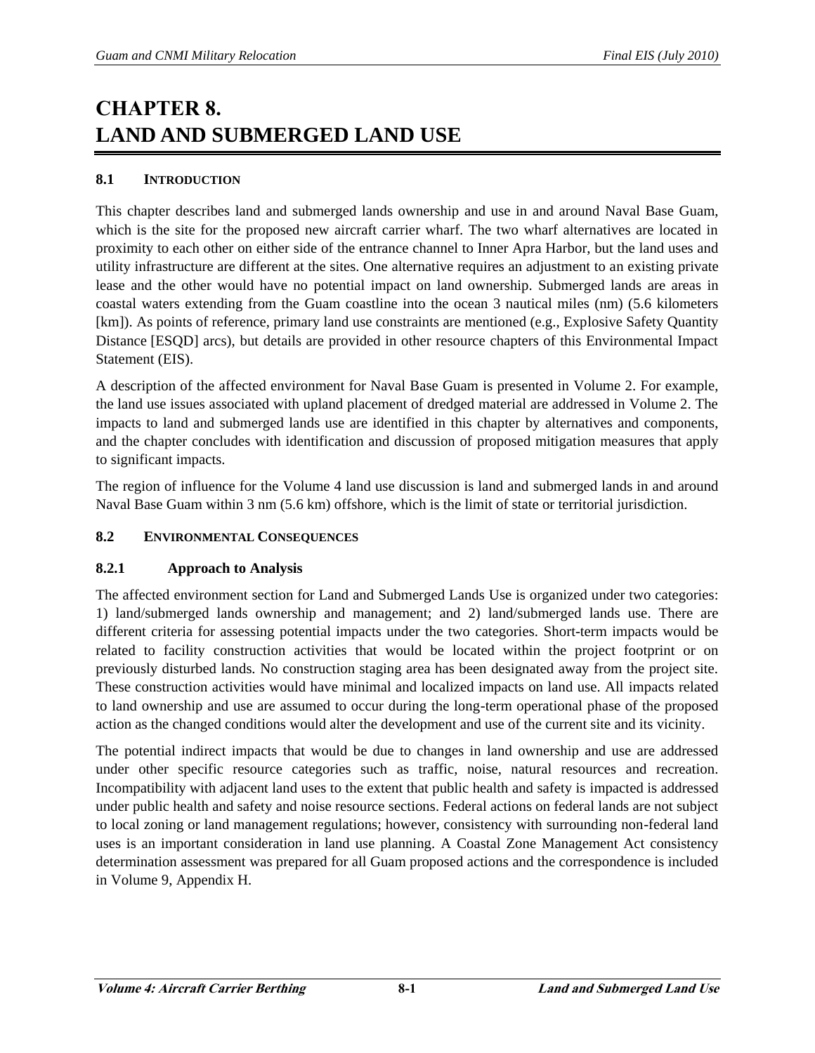# CHAPTER 8. LAND AND SUBMERGED LAND USE

## 8.1 INTRODUCTION

This chapter describes land and submerged lands ownership and use in and around Naval Base Guam, which is the site for the proposed new aircraft carrier wharf. The two wharf alternatives are located in proximity to each other on either side of the entrance channel to Inner Apra Harbor, but the land uses and utility infrastructure are different at the sites. One alternative requires an adjustment to an existing private lease and the other would have no potential impact on land ownership. Submerged lands are areas in coastal waters extending from the Guam coastline into the ocean 3 nautical miles (nm) (5.6 kilometers [km]). As points of reference, primary land use constraints are mentioned (e.g., Explosive Safety Quantity Distance [ESQD] arcs), but details are provided in other resource chapters of this Environmental Impact Statement (EIS).

A description of the affected environment for Naval Base Guam is presented in Volume 2. For example, the land use issues associated with upland placement of dredged material are addressed in Volume 2. The impacts to land and submerged lands use are identified in this chapter by alternatives and components, and the chapter concludes with identification and discussion of proposed mitigation measures that apply to significant impacts.

The region of influence for the Volume 4 land use discussion is land and submerged lands in and around Naval Base Guam within 3 nm (5.6 km) offshore, which is the limit of state or territorial jurisdiction.

## 8.2 ENVIRONMENTAL CONSEQUENCES

### 8.2.1 Approach to Analysis

The affected environment section for Land and Submerged Lands Use is organized under two categories: 1) land/submerged lands ownership and management; and 2) land/submerged lands use. There are different criteria for assessing potential impacts under the two categories. Short-term impacts would be related to facility construction activities that would be located within the project footprint or on previously disturbed lands. No construction staging area has been designated away from the project site. These construction activities would have minimal and localized impacts on land use. All impacts related to land ownership and use are assumed to occur during the long-term operational phase of the proposed action as the changed conditions would alter the development and use of the current site and its vicinity.

The potential indirect impacts that would be due to changes in land ownership and use are addressed under other specific resource categories such as traffic, noise, natural resources and recreation. Incompatibility with adjacent land uses to the extent that public health and safety is impacted is addressed under public health and safety and noise resource sections. Federal actions on federal lands are not subject to local zoning or land management regulations; however, consistency with surrounding non-federal land uses is an important consideration in land use planning. A Coastal Zone Management Act consistency determination assessment was prepared for all Guam proposed actions and the correspondence is included in Volume 9, Appendix H.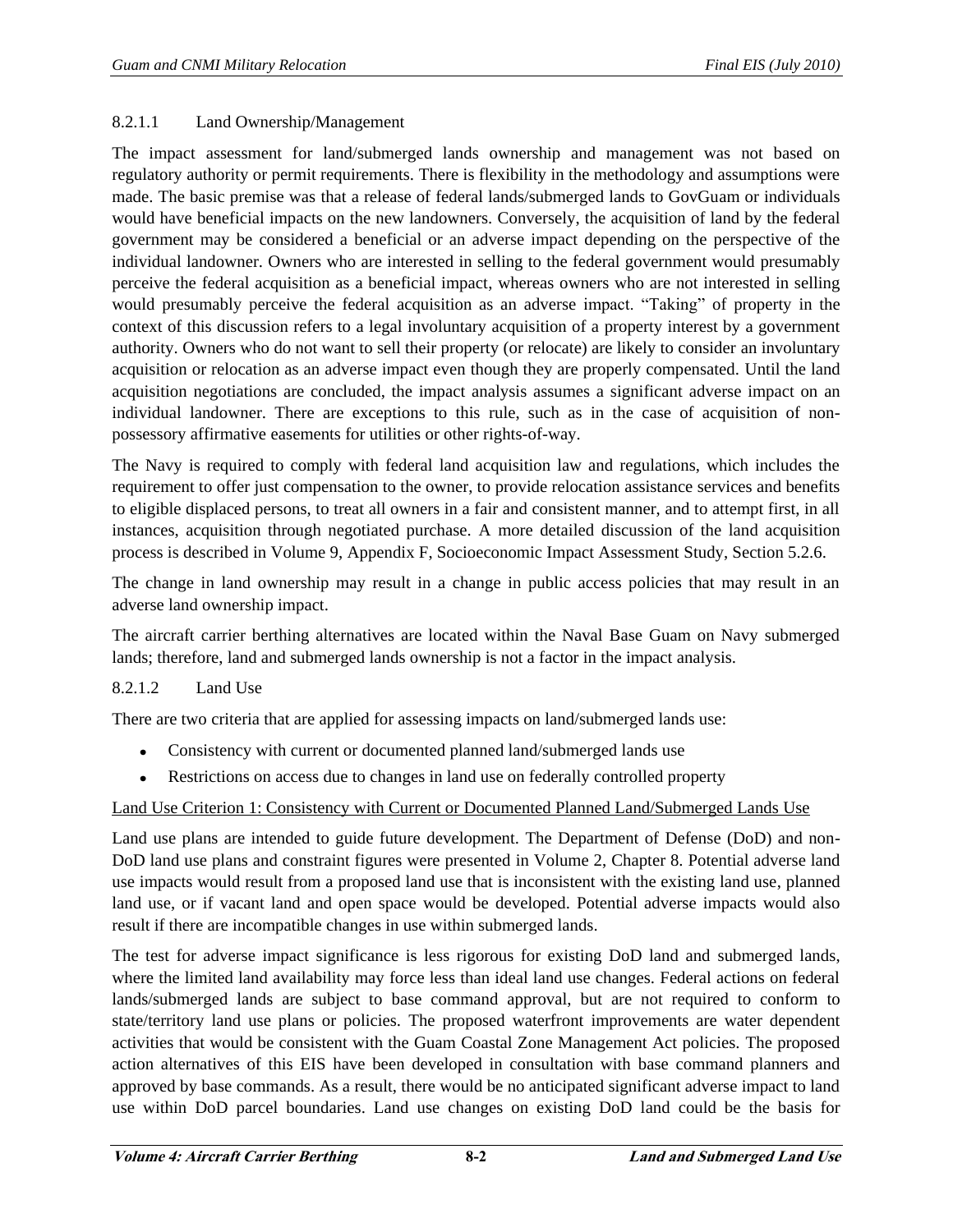#### 8.2.1.1 Land Ownership/Management

The impact assessment for land/submerged lands ownership and management was not based on regulatory authority or permit requirements. There is flexibility in the methodology and assumptions were made. The basic premise was that a release of federal lands/submerged lands to GovGuam or individuals would have beneficial impacts on the new landowners. Conversely, the acquisition of land by the federal government may be considered a beneficial or an adverse impact depending on the perspective of the individual landowner. Owners who are interested in selling to the federal government would presumably perceive the federal acquisition as a beneficial impact, whereas owners who are not interested in selling would presumably perceive the federal acquisition as an adverse impact. "Taking" of property in the context of this discussion refers to a legal involuntary acquisition of a property interest by a government authority. Owners who do not want to sell their property (or relocate) are likely to consider an involuntary acquisition or relocation as an adverse impact even though they are properly compensated. Until the land acquisition negotiations are concluded, the impact analysis assumes a significant adverse impact on an individual landowner. There are exceptions to this rule, such as in the case of acquisition of non-possessory affirmative easements for utilities or other rights-of-way.

The Navy is required to comply with federal land acquisition law and regulations, which includes the requirement to offer just compensation to the owner, to provide relocation assistance services and benefits to eligible displaced persons, to treat all owners in a fair and consistent manner, and to attempt first, in all instances, acquisition through negotiated purchase. A more detailed discussion of the land acquisition process is described in Volume 9, Appendix F, Socioeconomic Impact Assessment Study, Section 5.2.6.

The change in land ownership may result in a change in public access policies that may result in an adverse land ownership impact.

The aircraft carrier berthing alternatives are located within the Naval Base Guam on Navy submerged lands; therefore, land and submerged lands ownership is not a factor in the impact analysis.

#### 8.2.1.2 Land Use

There are two criteria that are applied for assessing impacts on land/submerged lands use:

- Consistency with current or documented planned land/submerged lands use
- Restrictions on access due to changes in land use on federally controlled property

Land Use Criterion 1: Consistency with Current or Documented Planned Land/Submerged Lands Use

Land use plans are intended to guide future development. The Department of Defense (DoD) and non-DoD land use plans and constraint figures were presented in Volume 2, Chapter 8. Potential adverse land use impacts would result from a proposed land use that is inconsistent with the existing land use, planned land use, or if vacant land and open space would be developed. Potential adverse impacts would also result if there are incompatible changes in use within submerged lands.

The test for adverse impact significance is less rigorous for existing DoD land and submerged lands, where the limited land availability may force less than ideal land use changes. Federal actions on federal lands/submerged lands are subject to base command approval, but are not required to conform to state/territory land use plans or policies. The proposed waterfront improvements are water dependent activities that would be consistent with the Guam Coastal Zone Management Act policies. The proposed action alternatives of this EIS have been developed in consultation with base command planners and approved by base commands. As a result, there would be no anticipated significant adverse impact to land use within DoD parcel boundaries. Land use changes on existing DoD land could be the basis for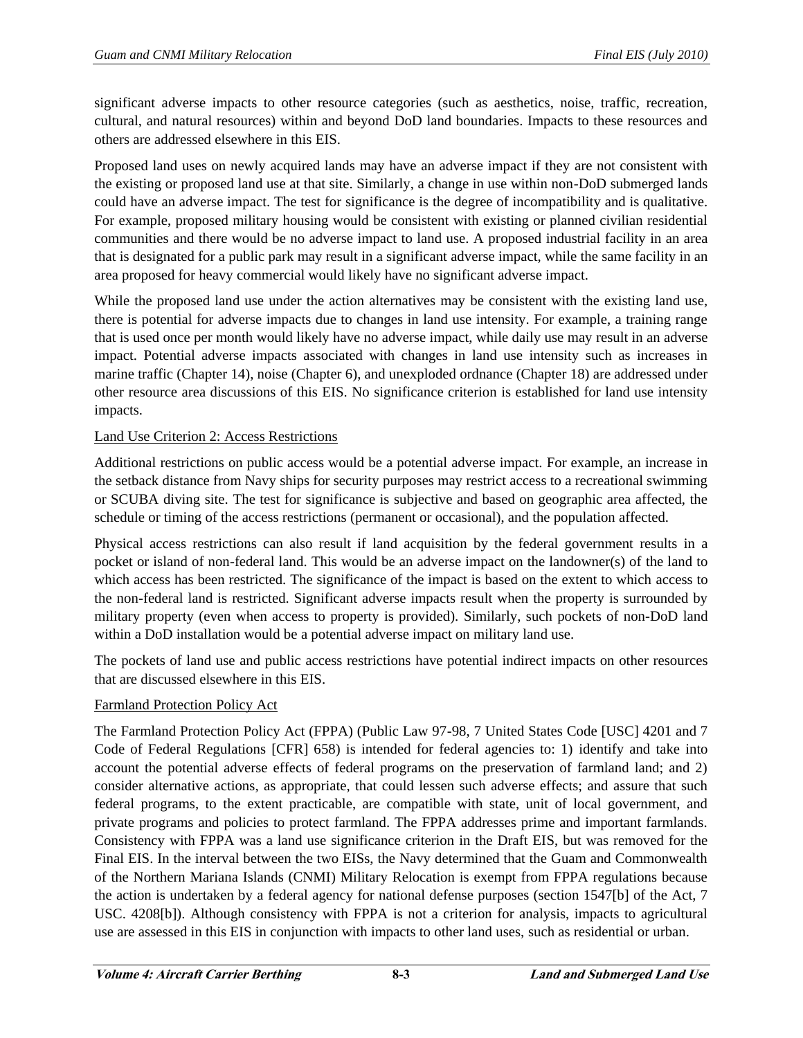significant adverse impacts to other resource categories (such as aesthetics, noise, traffic, recreation, cultural, and natural resources) within and beyond DoD land boundaries. Impacts to these resources and others are addressed elsewhere in this EIS.

Proposed land uses on newly acquired lands may have an adverse impact if they are not consistent with the existing or proposed land use at that site. Similarly, a change in use within non-DoD submerged lands could have an adverse impact. The test for significance is the degree of incompatibility and is qualitative. For example, proposed military housing would be consistent with existing or planned civilian residential communities and there would be no adverse impact to land use. A proposed industrial facility in an area that is designated for a public park may result in a significant adverse impact, while the same facility in an area proposed for heavy commercial would likely have no significant adverse impact.

While the proposed land use under the action alternatives may be consistent with the existing land use, there is potential for adverse impacts due to changes in land use intensity. For example, a training range that is used once per month would likely have no adverse impact, while daily use may result in an adverse impact. Potential adverse impacts associated with changes in land use intensity such as increases in marine traffic (Chapter 14), noise (Chapter 6), and unexploded ordnance (Chapter 18) are addressed under other resource area discussions of this EIS. No significance criterion is established for land use intensity impacts.

Land Use Criterion 2: Access Restrictions

Additional restrictions on public access would be a potential adverse impact. For example, an increase in the setback distance from Navy ships for security purposes may restrict access to a recreational swimming or SCUBA diving site. The test for significance is subjective and based on geographic area affected, the schedule or timing of the access restrictions (permanent or occasional), and the population affected.

Physical access restrictions can also result if land acquisition by the federal government results in a pocket or island of non-federal land. This would be an adverse impact on the landowner(s) of the land to which access has been restricted. The significance of the impact is based on the extent to which access to the non-federal land is restricted. Significant adverse impacts result when the property is surrounded by military property (even when access to property is provided). Similarly, such pockets of non-DoD land within a DoD installation would be a potential adverse impact on military land use.

The pockets of land use and public access restrictions have potential indirect impacts on other resources that are discussed elsewhere in this EIS.

Farmland Protection Policy Act

The Farmland Protection Policy Act (FPPA) (Public Law 97-98, 7 United States Code [USC] 4201 and 7 Code of Federal Regulations [CFR] 658) is intended for federal agencies to: 1) identify and take into account the potential adverse effects of federal programs on the preservation of farmland land; and 2) consider alternative actions, as appropriate, that could lessen such adverse effects; and assure that such federal programs, to the extent practicable, are compatible with state, unit of local government, and private programs and policies to protect farmland. The FPPA addresses prime and important farmlands. Consistency with FPPA was a land use significance criterion in the Draft EIS, but was removed for the Final EIS. In the interval between the two EISs, the Navy determined that the Guam and Commonwealth of the Northern Mariana Islands (CNMI) Military Relocation is exempt from FPPA regulations because the action is undertaken by a federal agency for national defense purposes (section 1547[b] of the Act, 7 USC. 4208[b]). Although consistency with FPPA is not a criterion for analysis, impacts to agricultural use are assessed in this EIS in conjunction with impacts to other land uses, such as residential or urban.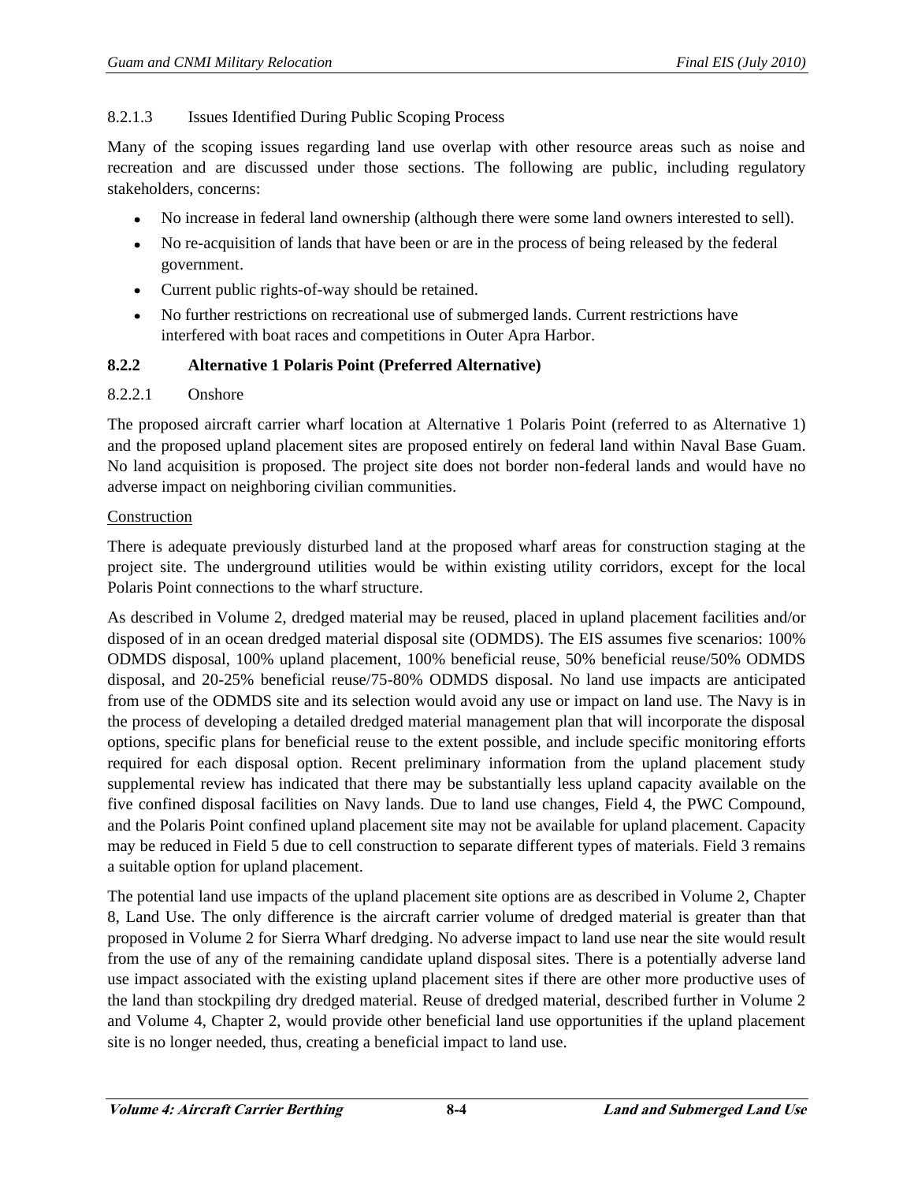#### 8.2.1.3 Issues Identified During Public Scoping Process

Many of the scoping issues regarding land use overlap with other resource areas such as noise and recreation and are discussed under those sections. The following are public, including regulatory stakeholders, concerns:

- No increase in federal land ownership (although there were some land owners interested to sell).
- No re-acquisition of lands that have been or are in the process of being released by the federal government.
- Current public rights-of-way should be retained.
- No further restrictions on recreational use of submerged lands. Current restrictions have interfered with boat races and competitions in Outer Apra Harbor.

### 8.2.2 Alternative 1 Polaris Point (Preferred Alternative)

#### 8.2.2.1 Onshore

The proposed aircraft carrier wharf location at Alternative 1 Polaris Point (referred to as Alternative 1) and the proposed upland placement sites are proposed entirely on federal land within Naval Base Guam. No land acquisition is proposed. The project site does not border non-federal lands and would have no adverse impact on neighboring civilian communities.

Construction

There is adequate previously disturbed land at the proposed wharf areas for construction staging at the project site. The underground utilities would be within existing utility corridors, except for the local Polaris Point connections to the wharf structure.

As described in Volume 2, dredged material may be reused, placed in upland placement facilities and/or disposed of in an ocean dredged material disposal site (ODMDS). The EIS assumes five scenarios: 100% ODMDS disposal, 100% upland placement, 100% beneficial reuse, 50% beneficial reuse/50% ODMDS disposal, and 20-25% beneficial reuse/75-80% ODMDS disposal. No land use impacts are anticipated from use of the ODMDS site and its selection would avoid any use or impact on land use. The Navy is in the process of developing a detailed dredged material management plan that will incorporate the disposal options, specific plans for beneficial reuse to the extent possible, and include specific monitoring efforts required for each disposal option. Recent preliminary information from the upland placement study supplemental review has indicated that there may be substantially less upland capacity available on the five confined disposal facilities on Navy lands. Due to land use changes, Field 4, the PWC Compound, and the Polaris Point confined upland placement site may not be available for upland placement. Capacity may be reduced in Field 5 due to cell construction to separate different types of materials. Field 3 remains a suitable option for upland placement.

The potential land use impacts of the upland placement site options are as described in Volume 2, Chapter 8, Land Use. The only difference is the aircraft carrier volume of dredged material is greater than that proposed in Volume 2 for Sierra Wharf dredging. No adverse impact to land use near the site would result from the use of any of the remaining candidate upland disposal sites. There is a potentially adverse land use impact associated with the existing upland placement sites if there are other more productive uses of the land than stockpiling dry dredged material. Reuse of dredged material, described further in Volume 2 and Volume 4, Chapter 2, would provide other beneficial land use opportunities if the upland placement site is no longer needed, thus, creating a beneficial impact to land use.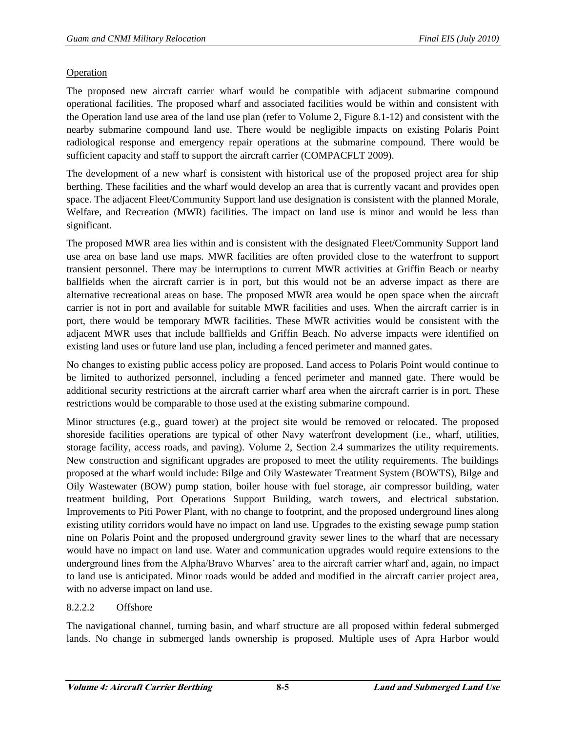Operation

The proposed new aircraft carrier wharf would be compatible with adjacent submarine compound operational facilities. The proposed wharf and associated facilities would be within and consistent with the Operation land use area of the land use plan (refer to Volume 2, Figure 8.1-12) and consistent with the nearby submarine compound land use. There would be negligible impacts on existing Polaris Point radiological response and emergency repair operations at the submarine compound. There would be sufficient capacity and staff to support the aircraft carrier (COMPACFLT 2009).

The development of a new wharf is consistent with historical use of the proposed project area for ship berthing. These facilities and the wharf would develop an area that is currently vacant and provides open space. The adjacent Fleet/Community Support land use designation is consistent with the planned Morale, Welfare, and Recreation (MWR) facilities. The impact on land use is minor and would be less than significant.

The proposed MWR area lies within and is consistent with the designated Fleet/Community Support land use area on base land use maps. MWR facilities are often provided close to the waterfront to support transient personnel. There may be interruptions to current MWR activities at Griffin Beach or nearby ballfields when the aircraft carrier is in port, but this would not be an adverse impact as there are alternative recreational areas on base. The proposed MWR area would be open space when the aircraft carrier is not in port and available for suitable MWR facilities and uses. When the aircraft carrier is in port, there would be temporary MWR facilities. These MWR activities would be consistent with the adjacent MWR uses that include ballfields and Griffin Beach. No adverse impacts were identified on existing land uses or future land use plan, including a fenced perimeter and manned gates.

No changes to existing public access policy are proposed. Land access to Polaris Point would continue to be limited to authorized personnel, including a fenced perimeter and manned gate. There would be additional security restrictions at the aircraft carrier wharf area when the aircraft carrier is in port. These restrictions would be comparable to those used at the existing submarine compound.

Minor structures (e.g., guard tower) at the project site would be removed or relocated. The proposed shoreside facilities operations are typical of other Navy waterfront development (i.e., wharf, utilities, storage facility, access roads, and paving). Volume 2, Section 2.4 summarizes the utility requirements. New construction and significant upgrades are proposed to meet the utility requirements. The buildings proposed at the wharf would include: Bilge and Oily Wastewater Treatment System (BOWTS), Bilge and Oily Wastewater (BOW) pump station, boiler house with fuel storage, air compressor building, water treatment building, Port Operations Support Building, watch towers, and electrical substation. Improvements to Piti Power Plant, with no change to footprint, and the proposed underground lines along existing utility corridors would have no impact on land use. Upgrades to the existing sewage pump station nine on Polaris Point and the proposed underground gravity sewer lines to the wharf that are necessary would have no impact on land use. Water and communication upgrades would require extensions to the underground lines from the Alpha/Bravo Wharves' area to the aircraft carrier wharf and, again, no impact to land use is anticipated. Minor roads would be added and modified in the aircraft carrier project area, with no adverse impact on land use.

#### 8.2.2.2 Offshore

The navigational channel, turning basin, and wharf structure are all proposed within federal submerged lands. No change in submerged lands ownership is proposed. Multiple uses of Apra Harbor would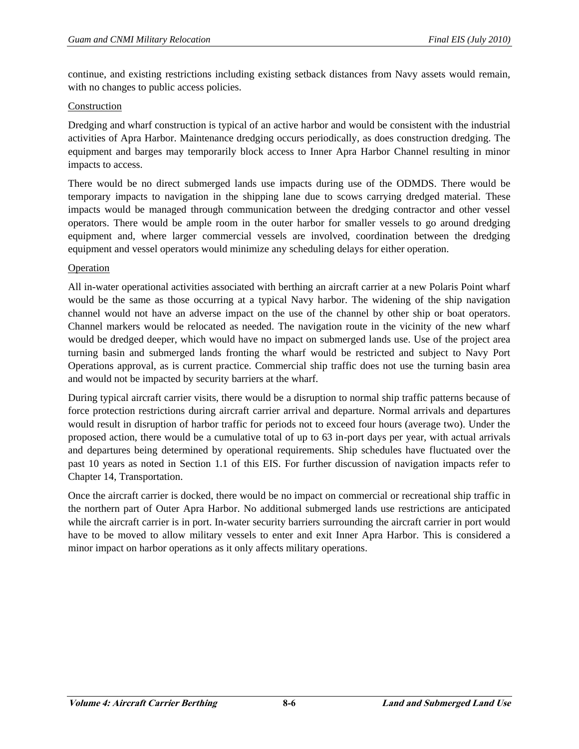continue, and existing restrictions including existing setback distances from Navy assets would remain, with no changes to public access policies.

Construction

Dredging and wharf construction is typical of an active harbor and would be consistent with the industrial activities of Apra Harbor. Maintenance dredging occurs periodically, as does construction dredging. The equipment and barges may temporarily block access to Inner Apra Harbor Channel resulting in minor impacts to access.

There would be no direct submerged lands use impacts during use of the ODMDS. There would be temporary impacts to navigation in the shipping lane due to scows carrying dredged material. These impacts would be managed through communication between the dredging contractor and other vessel operators. There would be ample room in the outer harbor for smaller vessels to go around dredging equipment and, where larger commercial vessels are involved, coordination between the dredging equipment and vessel operators would minimize any scheduling delays for either operation.

Operation

All in-water operational activities associated with berthing an aircraft carrier at a new Polaris Point wharf would be the same as those occurring at a typical Navy harbor. The widening of the ship navigation channel would not have an adverse impact on the use of the channel by other ship or boat operators. Channel markers would be relocated as needed. The navigation route in the vicinity of the new wharf would be dredged deeper, which would have no impact on submerged lands use. Use of the project area turning basin and submerged lands fronting the wharf would be restricted and subject to Navy Port Operations approval, as is current practice. Commercial ship traffic does not use the turning basin area and would not be impacted by security barriers at the wharf.

During typical aircraft carrier visits, there would be a disruption to normal ship traffic patterns because of force protection restrictions during aircraft carrier arrival and departure. Normal arrivals and departures would result in disruption of harbor traffic for periods not to exceed four hours (average two). Under the proposed action, there would be a cumulative total of up to 63 in-port days per year, with actual arrivals and departures being determined by operational requirements. Ship schedules have fluctuated over the past 10 years as noted in Section 1.1 of this EIS. For further discussion of navigation impacts refer to Chapter 14, Transportation.

Once the aircraft carrier is docked, there would be no impact on commercial or recreational ship traffic in the northern part of Outer Apra Harbor. No additional submerged lands use restrictions are anticipated while the aircraft carrier is in port. In-water security barriers surrounding the aircraft carrier in port would have to be moved to allow military vessels to enter and exit Inner Apra Harbor. This is considered a minor impact on harbor operations as it only affects military operations.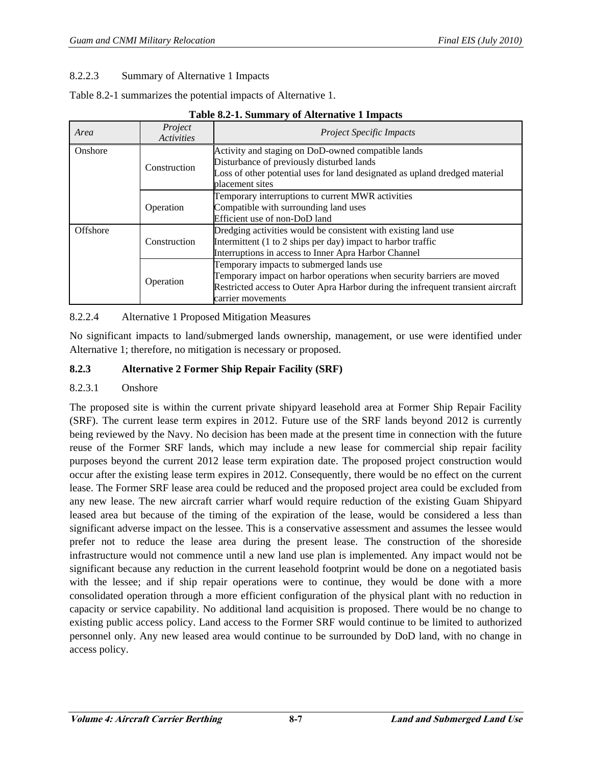8.2.2.3 Summary of Alternative 1 Impacts

Table 8.2-1 summarizes the potential impacts of Alternative 1.

**Table 8.2-1. Summary of Alternative 1 Impacts**

| *Area* | *Project Activities* | *Project Specific Impacts* |
|---|---|---|
| Onshore | Construction | Activity and staging on DoD-owned compatible lands<br>Disturbance of previously disturbed lands<br>Loss of other potential uses for land designated as upland dredged material placement sites |
| | Operation | Temporary interruptions to current MWR activities<br>Compatible with surrounding land uses<br>Efficient use of non-DoD land |
| Offshore | Construction | Dredging activities would be consistent with existing land use<br>Intermittent (1 to 2 ships per day) impact to harbor traffic<br>Interruptions in access to Inner Apra Harbor Channel |
| | Operation | Temporary impacts to submerged lands use<br>Temporary impact on harbor operations when security barriers are moved<br>Restricted access to Outer Apra Harbor during the infrequent transient aircraft carrier movements |

8.2.2.4 Alternative 1 Proposed Mitigation Measures

No significant impacts to land/submerged lands ownership, management, or use were identified under Alternative 1; therefore, no mitigation is necessary or proposed.

### 8.2.3 Alternative 2 Former Ship Repair Facility (SRF)

8.2.3.1 Onshore

The proposed site is within the current private shipyard leasehold area at Former Ship Repair Facility (SRF). The current lease term expires in 2012. Future use of the SRF lands beyond 2012 is currently being reviewed by the Navy. No decision has been made at the present time in connection with the future reuse of the Former SRF lands, which may include a new lease for commercial ship repair facility purposes beyond the current 2012 lease term expiration date. The proposed project construction would occur after the existing lease term expires in 2012. Consequently, there would be no effect on the current lease. The Former SRF lease area could be reduced and the proposed project area could be excluded from any new lease. The new aircraft carrier wharf would require reduction of the existing Guam Shipyard leased area but because of the timing of the expiration of the lease, would be considered a less than significant adverse impact on the lessee. This is a conservative assessment and assumes the lessee would prefer not to reduce the lease area during the present lease. The construction of the shoreside infrastructure would not commence until a new land use plan is implemented. Any impact would not be significant because any reduction in the current leasehold footprint would be done on a negotiated basis with the lessee; and if ship repair operations were to continue, they would be done with a more consolidated operation through a more efficient configuration of the physical plant with no reduction in capacity or service capability. No additional land acquisition is proposed. There would be no change to existing public access policy. Land access to the Former SRF would continue to be limited to authorized personnel only. Any new leased area would continue to be surrounded by DoD land, with no change in access policy.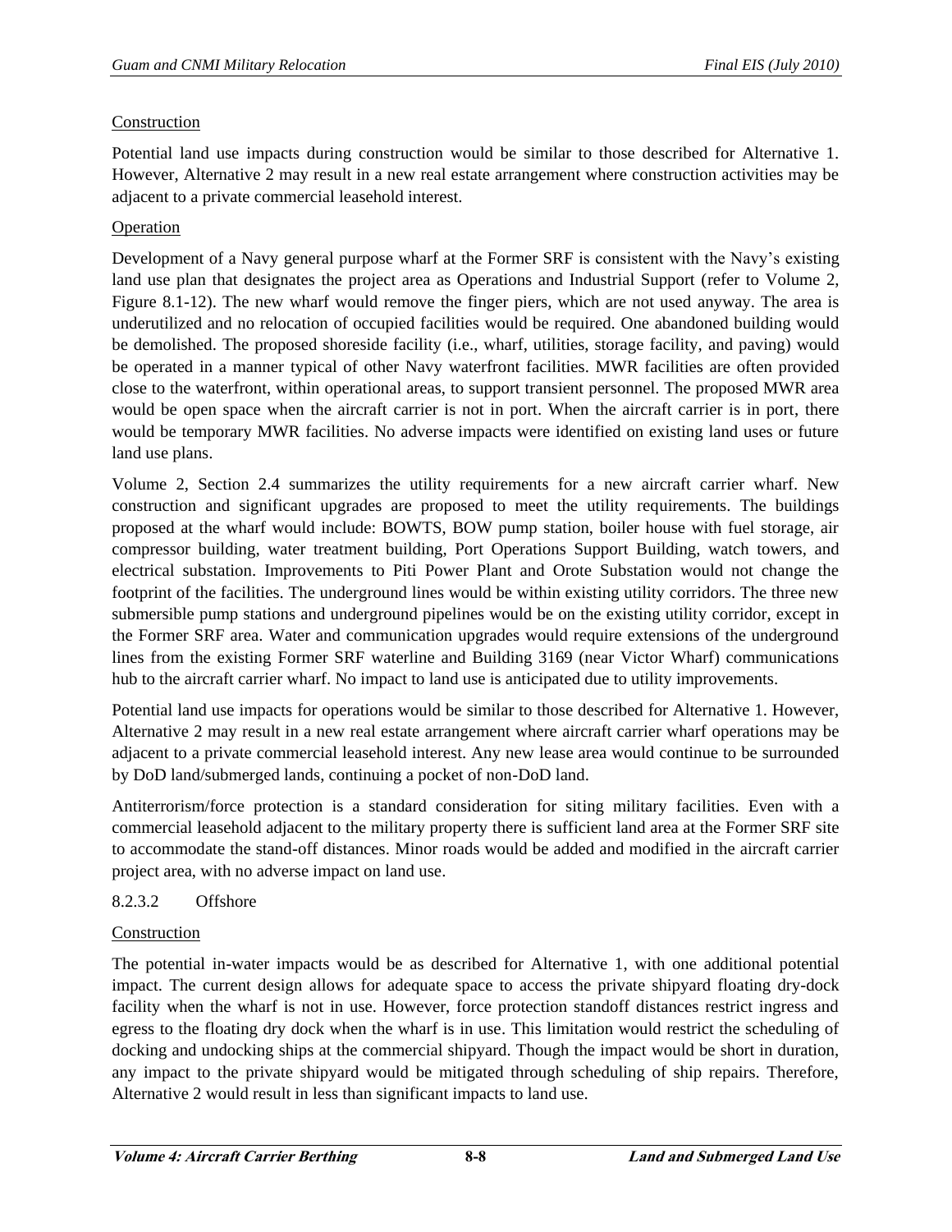Construction

Potential land use impacts during construction would be similar to those described for Alternative 1. However, Alternative 2 may result in a new real estate arrangement where construction activities may be adjacent to a private commercial leasehold interest.

Operation

Development of a Navy general purpose wharf at the Former SRF is consistent with the Navy's existing land use plan that designates the project area as Operations and Industrial Support (refer to Volume 2, Figure 8.1-12). The new wharf would remove the finger piers, which are not used anyway. The area is underutilized and no relocation of occupied facilities would be required. One abandoned building would be demolished. The proposed shoreside facility (i.e., wharf, utilities, storage facility, and paving) would be operated in a manner typical of other Navy waterfront facilities. MWR facilities are often provided close to the waterfront, within operational areas, to support transient personnel. The proposed MWR area would be open space when the aircraft carrier is not in port. When the aircraft carrier is in port, there would be temporary MWR facilities. No adverse impacts were identified on existing land uses or future land use plans.

Volume 2, Section 2.4 summarizes the utility requirements for a new aircraft carrier wharf. New construction and significant upgrades are proposed to meet the utility requirements. The buildings proposed at the wharf would include: BOWTS, BOW pump station, boiler house with fuel storage, air compressor building, water treatment building, Port Operations Support Building, watch towers, and electrical substation. Improvements to Piti Power Plant and Orote Substation would not change the footprint of the facilities. The underground lines would be within existing utility corridors. The three new submersible pump stations and underground pipelines would be on the existing utility corridor, except in the Former SRF area. Water and communication upgrades would require extensions of the underground lines from the existing Former SRF waterline and Building 3169 (near Victor Wharf) communications hub to the aircraft carrier wharf. No impact to land use is anticipated due to utility improvements.

Potential land use impacts for operations would be similar to those described for Alternative 1. However, Alternative 2 may result in a new real estate arrangement where aircraft carrier wharf operations may be adjacent to a private commercial leasehold interest. Any new lease area would continue to be surrounded by DoD land/submerged lands, continuing a pocket of non-DoD land.

Antiterrorism/force protection is a standard consideration for siting military facilities. Even with a commercial leasehold adjacent to the military property there is sufficient land area at the Former SRF site to accommodate the stand-off distances. Minor roads would be added and modified in the aircraft carrier project area, with no adverse impact on land use.

#### 8.2.3.2 Offshore

Construction

The potential in-water impacts would be as described for Alternative 1, with one additional potential impact. The current design allows for adequate space to access the private shipyard floating dry-dock facility when the wharf is not in use. However, force protection standoff distances restrict ingress and egress to the floating dry dock when the wharf is in use. This limitation would restrict the scheduling of docking and undocking ships at the commercial shipyard. Though the impact would be short in duration, any impact to the private shipyard would be mitigated through scheduling of ship repairs. Therefore, Alternative 2 would result in less than significant impacts to land use.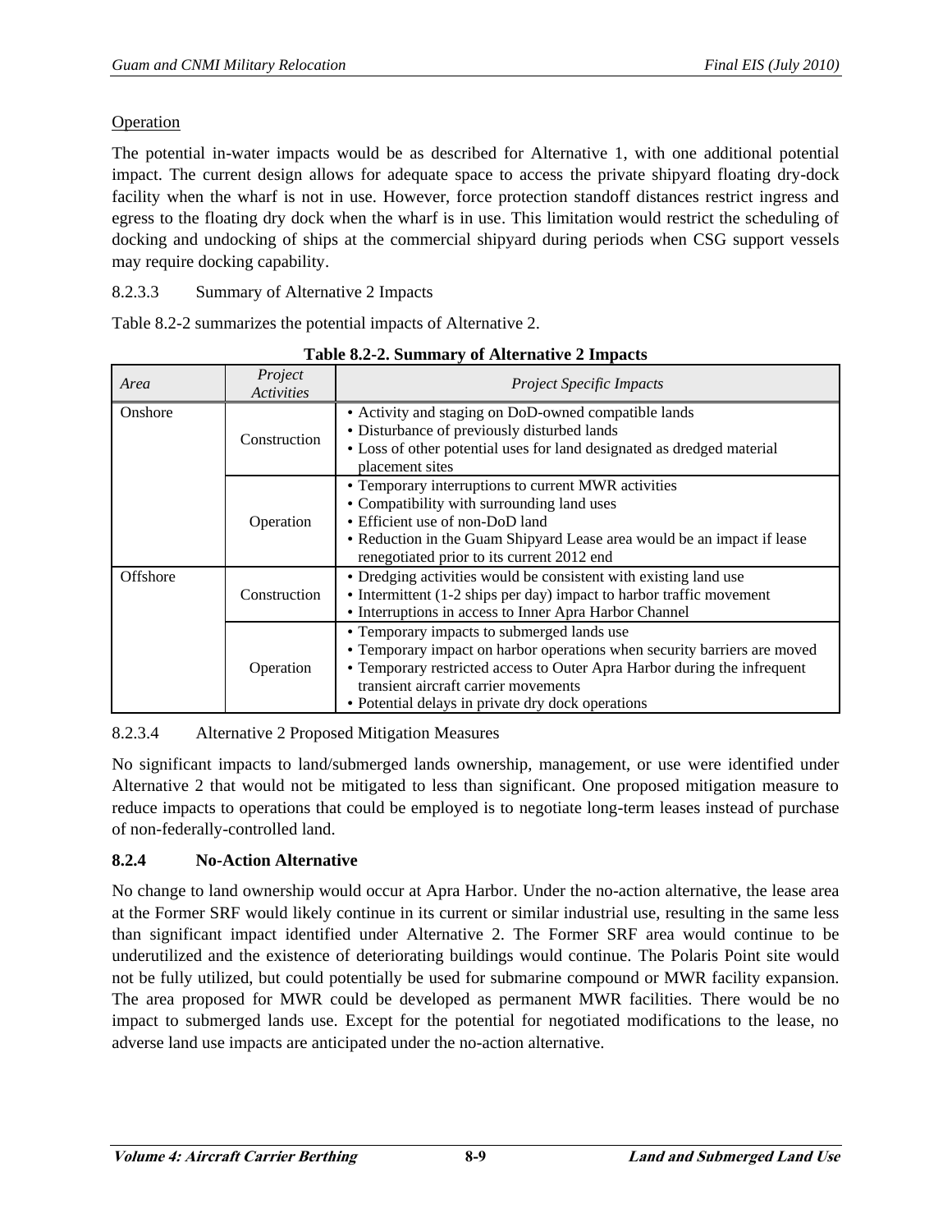Operation

The potential in-water impacts would be as described for Alternative 1, with one additional potential impact. The current design allows for adequate space to access the private shipyard floating dry-dock facility when the wharf is not in use. However, force protection standoff distances restrict ingress and egress to the floating dry dock when the wharf is in use. This limitation would restrict the scheduling of docking and undocking of ships at the commercial shipyard during periods when CSG support vessels may require docking capability.

8.2.3.3 Summary of Alternative 2 Impacts

Table 8.2-2 summarizes the potential impacts of Alternative 2.

**Table 8.2-2. Summary of Alternative 2 Impacts**

| *Area* | *Project Activities* | *Project Specific Impacts* |
|---|---|---|
| Onshore | Construction | • Activity and staging on DoD-owned compatible lands<br>• Disturbance of previously disturbed lands<br>• Loss of other potential uses for land designated as dredged material placement sites |
| | Operation | • Temporary interruptions to current MWR activities<br>• Compatibility with surrounding land uses<br>• Efficient use of non-DoD land<br>• Reduction in the Guam Shipyard Lease area would be an impact if lease renegotiated prior to its current 2012 end |
| Offshore | Construction | • Dredging activities would be consistent with existing land use<br>• Intermittent (1-2 ships per day) impact to harbor traffic movement<br>• Interruptions in access to Inner Apra Harbor Channel |
| | Operation | • Temporary impacts to submerged lands use<br>• Temporary impact on harbor operations when security barriers are moved<br>• Temporary restricted access to Outer Apra Harbor during the infrequent transient aircraft carrier movements<br>• Potential delays in private dry dock operations |

8.2.3.4 Alternative 2 Proposed Mitigation Measures

No significant impacts to land/submerged lands ownership, management, or use were identified under Alternative 2 that would not be mitigated to less than significant. One proposed mitigation measure to reduce impacts to operations that could be employed is to negotiate long-term leases instead of purchase of non-federally-controlled land.

### 8.2.4 No-Action Alternative

No change to land ownership would occur at Apra Harbor. Under the no-action alternative, the lease area at the Former SRF would likely continue in its current or similar industrial use, resulting in the same less than significant impact identified under Alternative 2. The Former SRF area would continue to be underutilized and the existence of deteriorating buildings would continue. The Polaris Point site would not be fully utilized, but could potentially be used for submarine compound or MWR facility expansion. The area proposed for MWR could be developed as permanent MWR facilities. There would be no impact to submerged lands use. Except for the potential for negotiated modifications to the lease, no adverse land use impacts are anticipated under the no-action alternative.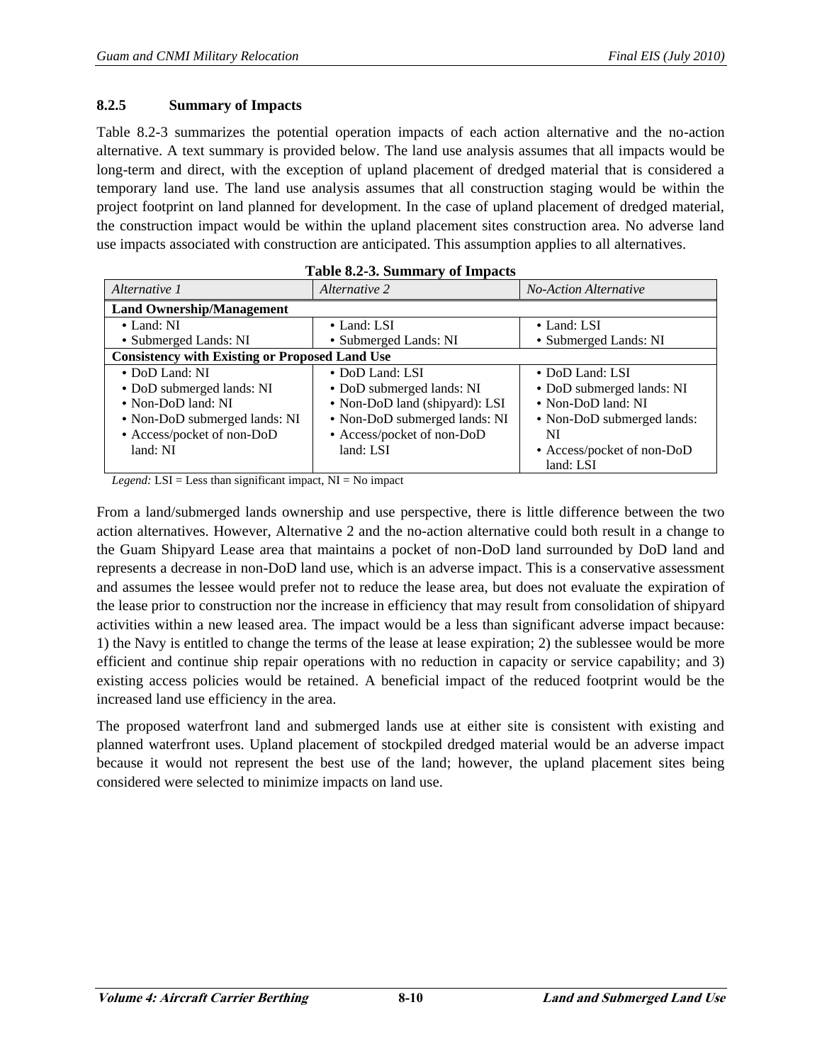### 8.2.5 Summary of Impacts

Table 8.2-3 summarizes the potential operation impacts of each action alternative and the no-action alternative. A text summary is provided below. The land use analysis assumes that all impacts would be long-term and direct, with the exception of upland placement of dredged material that is considered a temporary land use. The land use analysis assumes that all construction staging would be within the project footprint on land planned for development. In the case of upland placement of dredged material, the construction impact would be within the upland placement sites construction area. No adverse land use impacts associated with construction are anticipated. This assumption applies to all alternatives.

**Table 8.2-3. Summary of Impacts**

| *Alternative 1* | *Alternative 2* | *No-Action Alternative* |
|---|---|---|
| **Land Ownership/Management** | | |
| • Land: NI<br>• Submerged Lands: NI | • Land: LSI<br>• Submerged Lands: NI | • Land: LSI<br>• Submerged Lands: NI |
| **Consistency with Existing or Proposed Land Use** | | |
| • DoD Land: NI<br>• DoD submerged lands: NI<br>• Non-DoD land: NI<br>• Non-DoD submerged lands: NI<br>• Access/pocket of non-DoD land: NI | • DoD Land: LSI<br>• DoD submerged lands: NI<br>• Non-DoD land (shipyard): LSI<br>• Non-DoD submerged lands: NI<br>• Access/pocket of non-DoD land: LSI | • DoD Land: LSI<br>• DoD submerged lands: NI<br>• Non-DoD land: NI<br>• Non-DoD submerged lands: NI<br>• Access/pocket of non-DoD land: LSI |

*Legend:* LSI = Less than significant impact, NI = No impact

From a land/submerged lands ownership and use perspective, there is little difference between the two action alternatives. However, Alternative 2 and the no-action alternative could both result in a change to the Guam Shipyard Lease area that maintains a pocket of non-DoD land surrounded by DoD land and represents a decrease in non-DoD land use, which is an adverse impact. This is a conservative assessment and assumes the lessee would prefer not to reduce the lease area, but does not evaluate the expiration of the lease prior to construction nor the increase in efficiency that may result from consolidation of shipyard activities within a new leased area. The impact would be a less than significant adverse impact because: 1) the Navy is entitled to change the terms of the lease at lease expiration; 2) the sublessee would be more efficient and continue ship repair operations with no reduction in capacity or service capability; and 3) existing access policies would be retained. A beneficial impact of the reduced footprint would be the increased land use efficiency in the area.

The proposed waterfront land and submerged lands use at either site is consistent with existing and planned waterfront uses. Upland placement of stockpiled dredged material would be an adverse impact because it would not represent the best use of the land; however, the upland placement sites being considered were selected to minimize impacts on land use.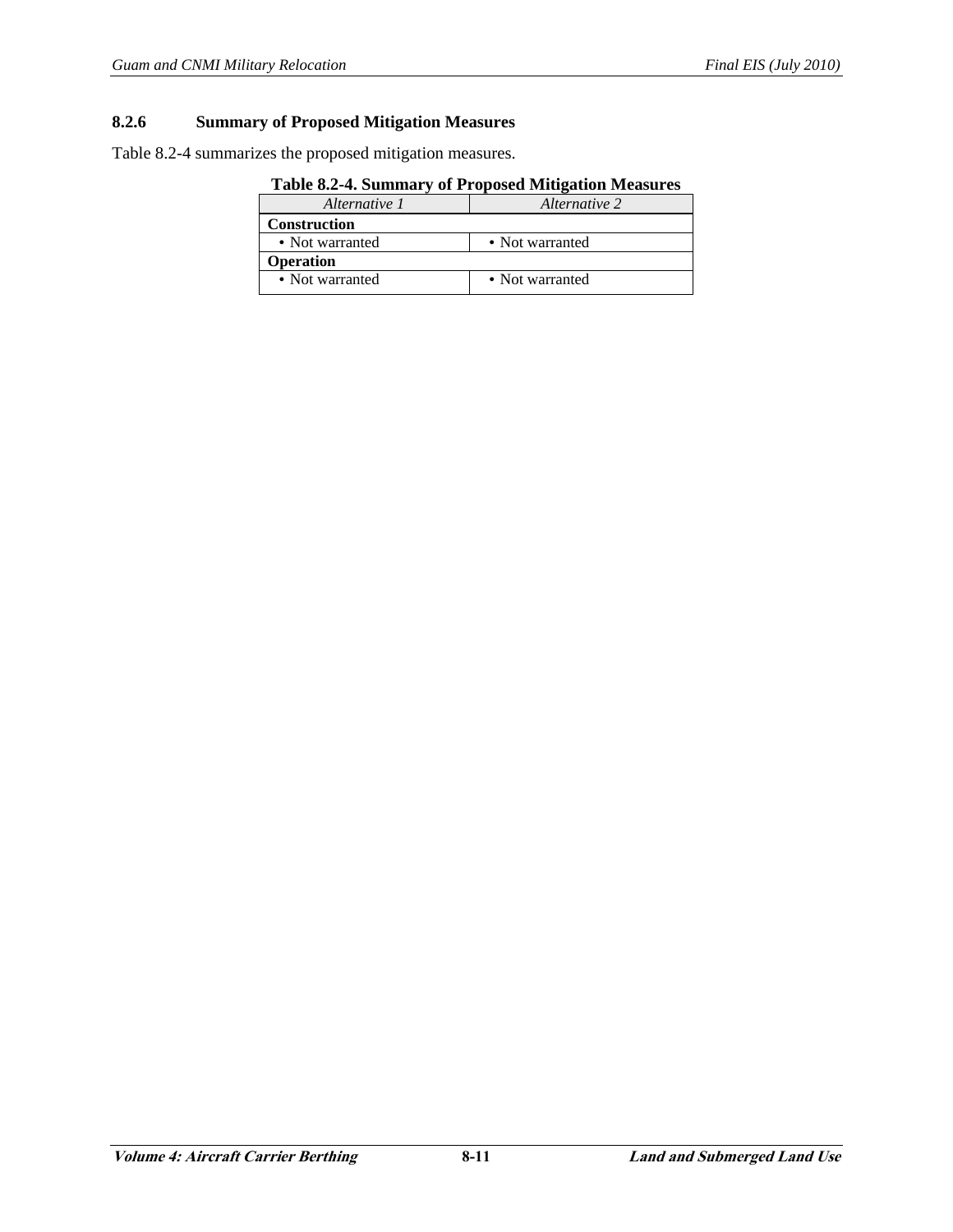### 8.2.6 Summary of Proposed Mitigation Measures

Table 8.2-4 summarizes the proposed mitigation measures.

**Table 8.2-4. Summary of Proposed Mitigation Measures**

| *Alternative 1* | *Alternative 2* |
|---|---|
| **Construction** | |
| • Not warranted | • Not warranted |
| **Operation** | |
| • Not warranted | • Not warranted |